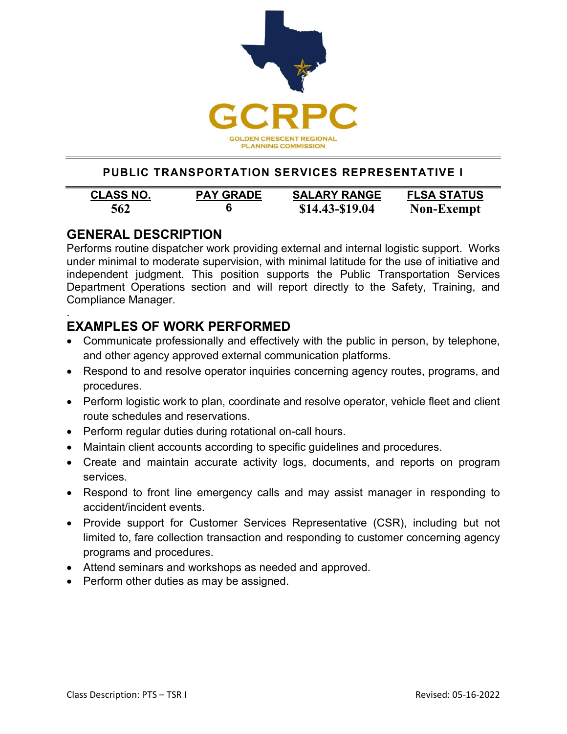GCRPC

GOLDEN CRESCENT REGIONAL PLANNING COMMISSION

# PUBLIC TRANSPORTATION SERVICES REPRESENTATIVE I

| CLASS NO. | PAY GRADE | SALARY RANGE | FLSA STATUS |
|---|---|---|---|
| 562 | 6 | $14.43-$19.04 | Non-Exempt |

## GENERAL DESCRIPTION

Performs routine dispatcher work providing external and internal logistic support. Works under minimal to moderate supervision, with minimal latitude for the use of initiative and independent judgment. This position supports the Public Transportation Services Department Operations section and will report directly to the Safety, Training, and Compliance Manager.

.

## EXAMPLES OF WORK PERFORMED

- Communicate professionally and effectively with the public in person, by telephone, and other agency approved external communication platforms.
- Respond to and resolve operator inquiries concerning agency routes, programs, and procedures.
- Perform logistic work to plan, coordinate and resolve operator, vehicle fleet and client route schedules and reservations.
- Perform regular duties during rotational on-call hours.
- Maintain client accounts according to specific guidelines and procedures.
- Create and maintain accurate activity logs, documents, and reports on program services.
- Respond to front line emergency calls and may assist manager in responding to accident/incident events.
- Provide support for Customer Services Representative (CSR), including but not limited to, fare collection transaction and responding to customer concerning agency programs and procedures.
- Attend seminars and workshops as needed and approved.
- Perform other duties as may be assigned.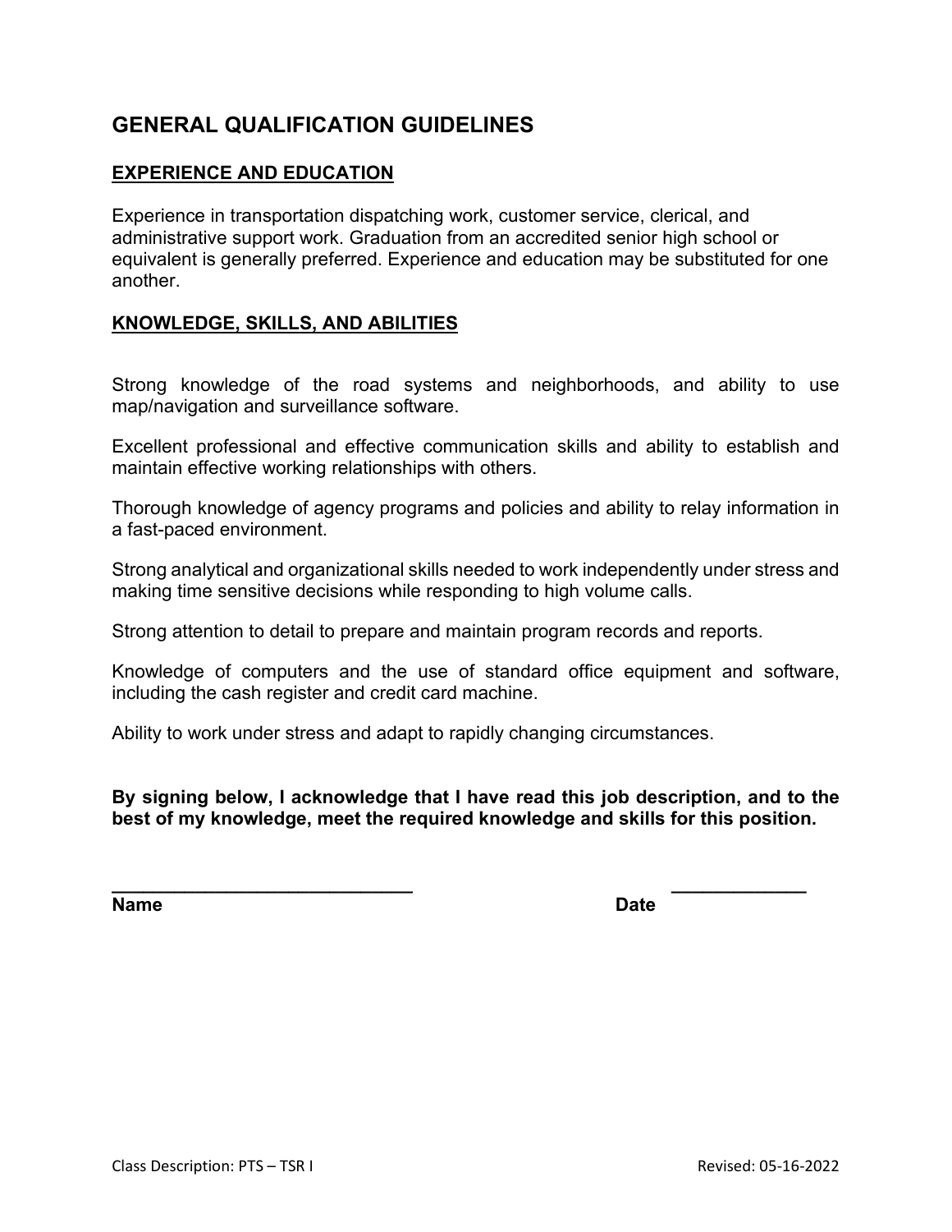## GENERAL QUALIFICATION GUIDELINES

### EXPERIENCE AND EDUCATION

Experience in transportation dispatching work, customer service, clerical, and administrative support work. Graduation from an accredited senior high school or equivalent is generally preferred. Experience and education may be substituted for one another.

### KNOWLEDGE, SKILLS, AND ABILITIES

Strong knowledge of the road systems and neighborhoods, and ability to use map/navigation and surveillance software.

Excellent professional and effective communication skills and ability to establish and maintain effective working relationships with others.

Thorough knowledge of agency programs and policies and ability to relay information in a fast-paced environment.

Strong analytical and organizational skills needed to work independently under stress and making time sensitive decisions while responding to high volume calls.

Strong attention to detail to prepare and maintain program records and reports.

Knowledge of computers and the use of standard office equipment and software, including the cash register and credit card machine.

Ability to work under stress and adapt to rapidly changing circumstances.

**By signing below, I acknowledge that I have read this job description, and to the best of my knowledge, meet the required knowledge and skills for this position.**

_____________________________ &nbsp;&nbsp;&nbsp;&nbsp;&nbsp;&nbsp;&nbsp;&nbsp;&nbsp;&nbsp; _____________

**Name** &nbsp;&nbsp;&nbsp;&nbsp;&nbsp;&nbsp;&nbsp;&nbsp;&nbsp;&nbsp;&nbsp;&nbsp;&nbsp;&nbsp;&nbsp;&nbsp;&nbsp;&nbsp;&nbsp;&nbsp;&nbsp;&nbsp;&nbsp;&nbsp;&nbsp;&nbsp;&nbsp;&nbsp;&nbsp;&nbsp; **Date**

Class Description: PTS – TSR I

Revised: 05-16-2022